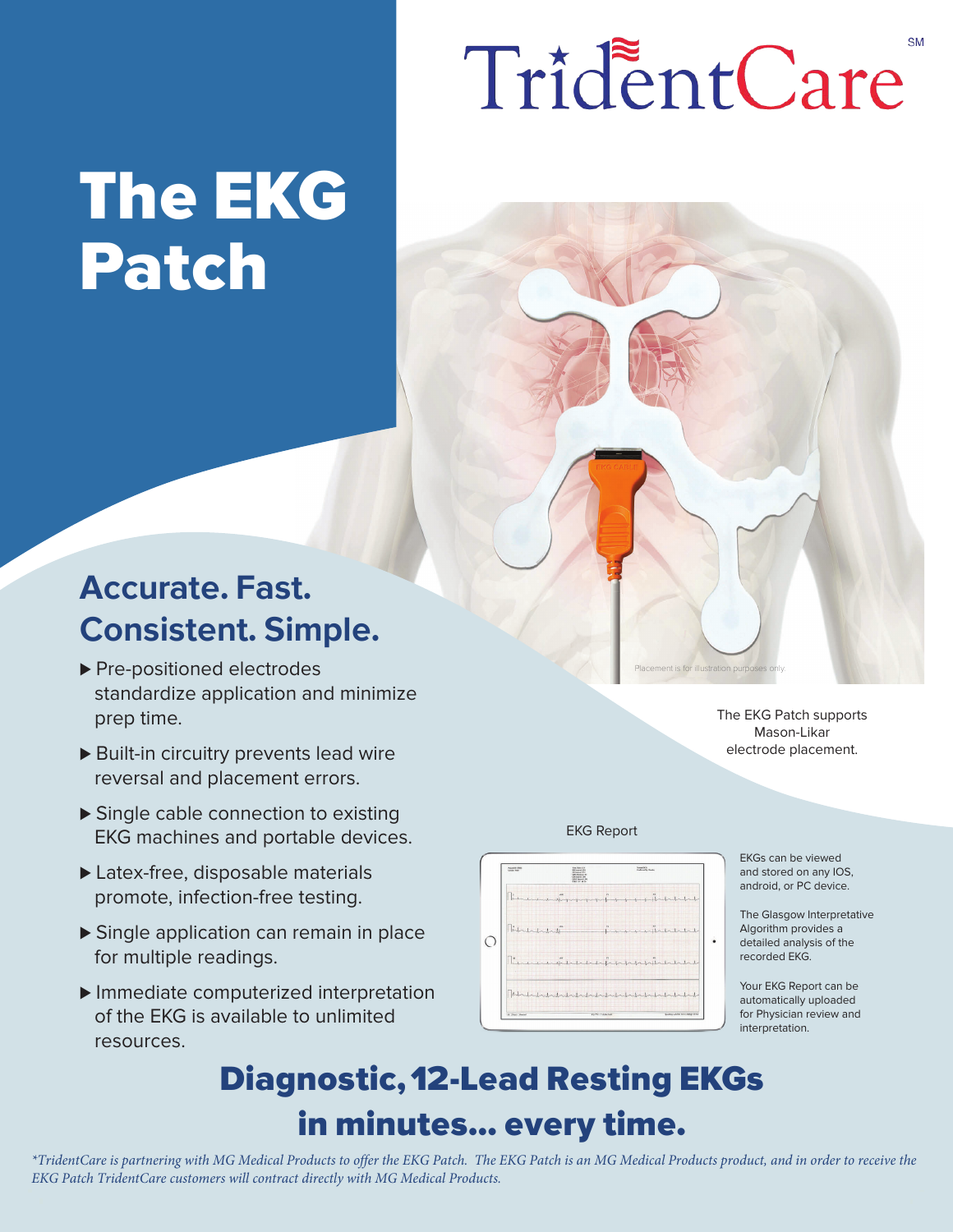TridentCare[SM]

# The EKG Patch

## Accurate. Fast. Consistent. Simple.

- ▶ Pre-positioned electrodes standardize application and minimize prep time.
- ▶ Built-in circuitry prevents lead wire reversal and placement errors.
- ▶ Single cable connection to existing EKG machines and portable devices.
- ▶ Latex-free, disposable materials promote, infection-free testing.
- ▶ Single application can remain in place for multiple readings.
- ▶ Immediate computerized interpretation of the EKG is available to unlimited resources.

Placement is for illustration purposes only.

The EKG Patch supports Mason-Likar electrode placement.

EKG Report

EKGs can be viewed and stored on any IOS, android, or PC device.

The Glasgow Interpretative Algorithm provides a detailed analysis of the recorded EKG.

Your EKG Report can be automatically uploaded for Physician review and interpretation.

## Diagnostic, 12-Lead Resting EKGs in minutes... every time.

*\*TridentCare is partnering with MG Medical Products to offer the EKG Patch. The EKG Patch is an MG Medical Products product, and in order to receive the EKG Patch TridentCare customers will contract directly with MG Medical Products.*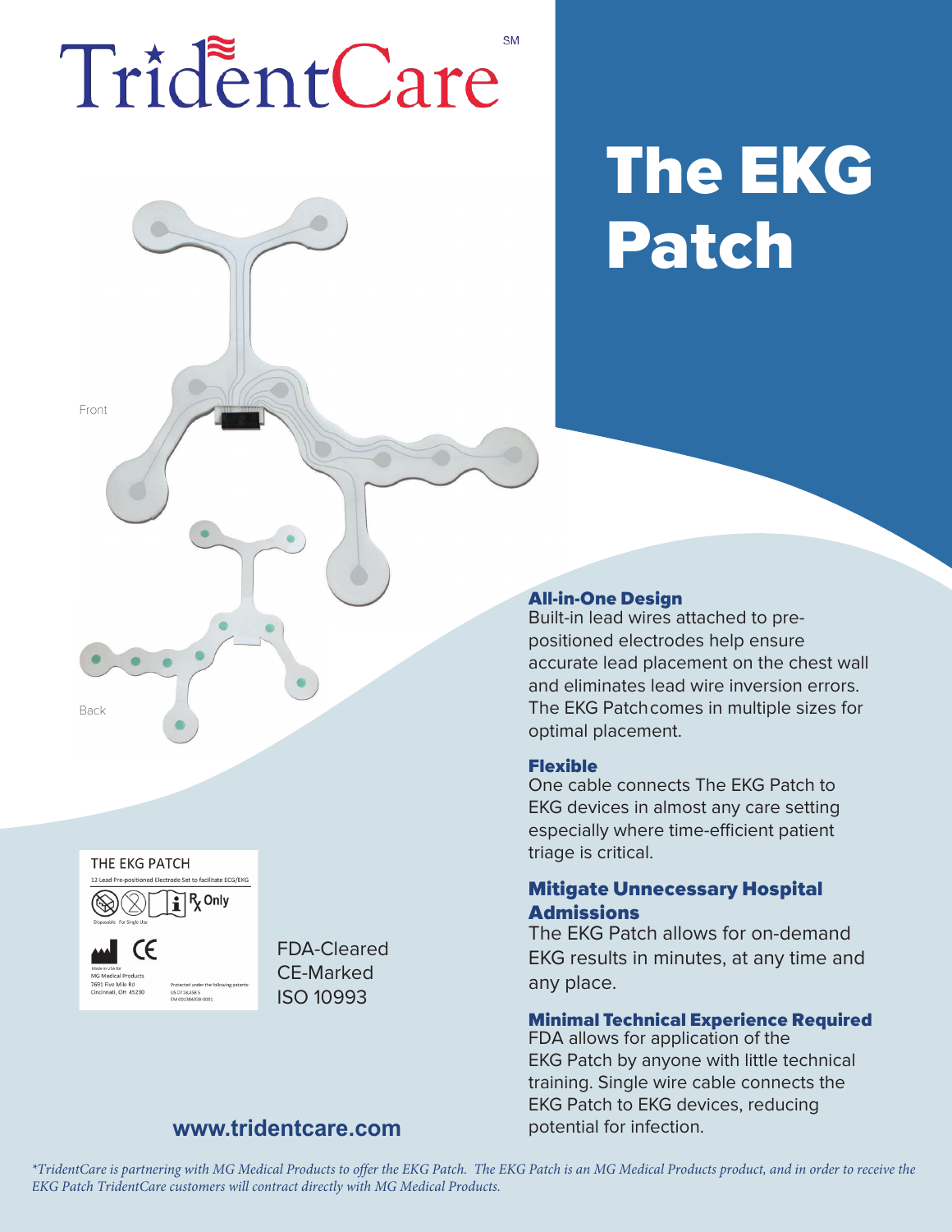# TridentCare

# The EKG Patch

Front

Back

THE EKG PATCH

12 Lead Pre-positioned Electrode Set to facilitate ECG/EKG

Rx Only

Disposable For Single Use

CE

Made in USA for
MG Medical Products
7691 Five Mile Rd
Cincinnati, OH 45230

Protected under the following patents:
US D718,458 S
EM 001384358-0001

FDA-Cleared
CE-Marked
ISO 10993

**www.tridentcare.com**

### All-in-One Design

Built-in lead wires attached to pre-positioned electrodes help ensure accurate lead placement on the chest wall and eliminates lead wire inversion errors. The EKG Patch comes in multiple sizes for optimal placement.

### Flexible

One cable connects The EKG Patch to EKG devices in almost any care setting especially where time-efficient patient triage is critical.

### Mitigate Unnecessary Hospital Admissions

The EKG Patch allows for on-demand EKG results in minutes, at any time and any place.

### Minimal Technical Experience Required

FDA allows for application of the EKG Patch by anyone with little technical training. Single wire cable connects the EKG Patch to EKG devices, reducing potential for infection.

*\*TridentCare is partnering with MG Medical Products to offer the EKG Patch. The EKG Patch is an MG Medical Products product, and in order to receive the EKG Patch TridentCare customers will contract directly with MG Medical Products.*